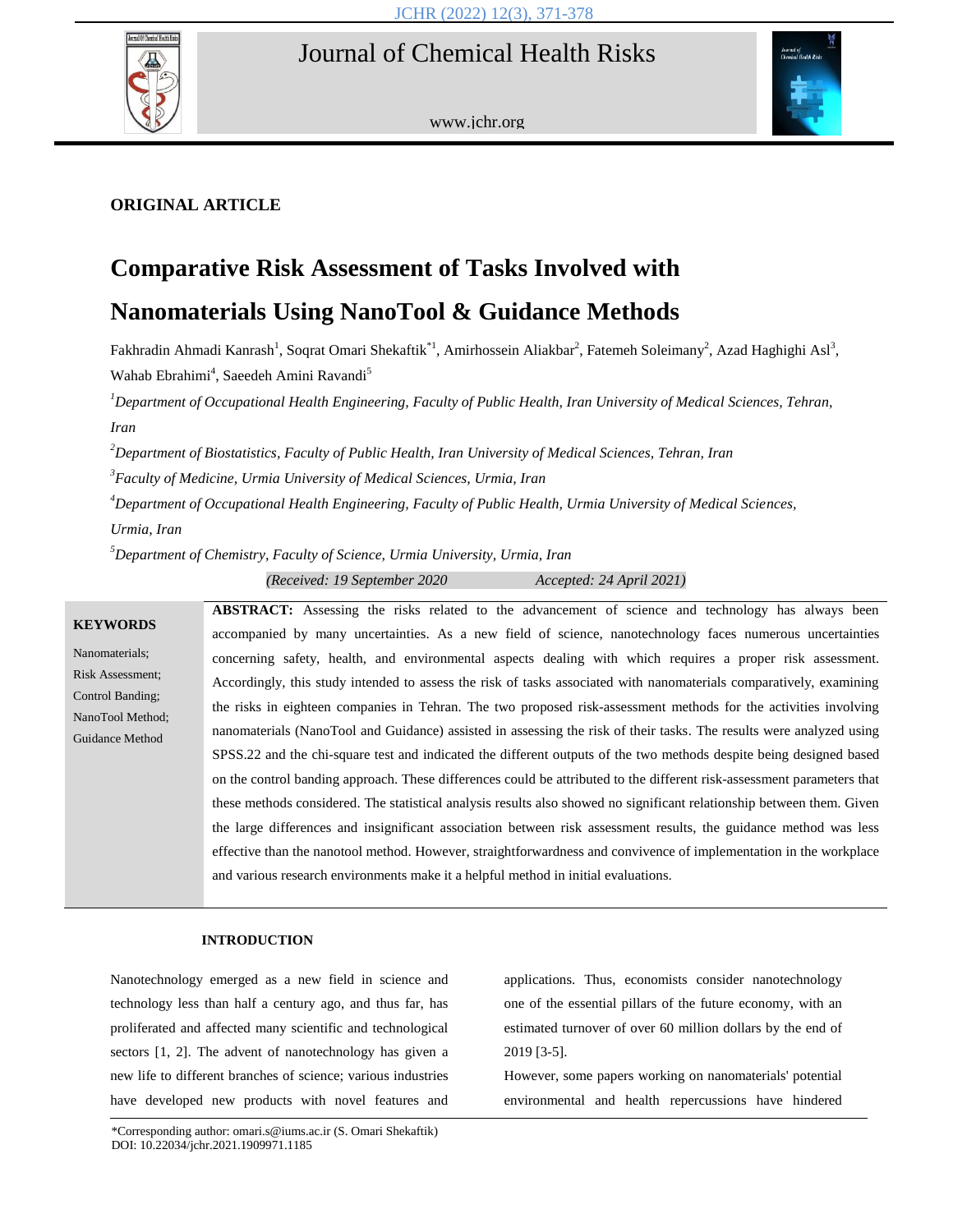**ORIGINAL ARTICLE**

# Comparative Risk Assessment of Tasks Involved with Nanomaterials Using NanoTool & Guidance Methods

Fakhradin Ahmadi Kanrash[1], Soqrat Omari Shekaftik[*1], Amirhossein Aliakbar[2], Fatemeh Soleimany[2], Azad Haghighi Asl[3], Wahab Ebrahimi[4], Saeedeh Amini Ravandi[5]

[1]*Department of Occupational Health Engineering, Faculty of Public Health, Iran University of Medical Sciences, Tehran, Iran*

[2]*Department of Biostatistics, Faculty of Public Health, Iran University of Medical Sciences, Tehran, Iran*

[3]*Faculty of Medicine, Urmia University of Medical Sciences, Urmia, Iran*

[4]*Department of Occupational Health Engineering, Faculty of Public Health, Urmia University of Medical Sciences, Urmia, Iran*

[5]*Department of Chemistry, Faculty of Science, Urmia University, Urmia, Iran*

*(Received: 19 September 2020 Accepted: 24 April 2021)*

**KEYWORDS**

Nanomaterials;
Risk Assessment;
Control Banding;
NanoTool Method;
Guidance Method

**ABSTRACT:** Assessing the risks related to the advancement of science and technology has always been accompanied by many uncertainties. As a new field of science, nanotechnology faces numerous uncertainties concerning safety, health, and environmental aspects dealing with which requires a proper risk assessment. Accordingly, this study intended to assess the risk of tasks associated with nanomaterials comparatively, examining the risks in eighteen companies in Tehran. The two proposed risk-assessment methods for the activities involving nanomaterials (NanoTool and Guidance) assisted in assessing the risk of their tasks. The results were analyzed using SPSS.22 and the chi-square test and indicated the different outputs of the two methods despite being designed based on the control banding approach. These differences could be attributed to the different risk-assessment parameters that these methods considered. The statistical analysis results also showed no significant relationship between them. Given the large differences and insignificant association between risk assessment results, the guidance method was less effective than the nanotool method. However, straightforwardness and convivence of implementation in the workplace and various research environments make it a helpful method in initial evaluations.

## INTRODUCTION

Nanotechnology emerged as a new field in science and technology less than half a century ago, and thus far, has proliferated and affected many scientific and technological sectors [1, 2]. The advent of nanotechnology has given a new life to different branches of science; various industries have developed new products with novel features and applications. Thus, economists consider nanotechnology one of the essential pillars of the future economy, with an estimated turnover of over 60 million dollars by the end of 2019 [3-5].

However, some papers working on nanomaterials' potential environmental and health repercussions have hindered

*Corresponding author: omari.s@iums.ac.ir (S. Omari Shekaftik)
DOI: 10.22034/jchr.2021.1909971.1185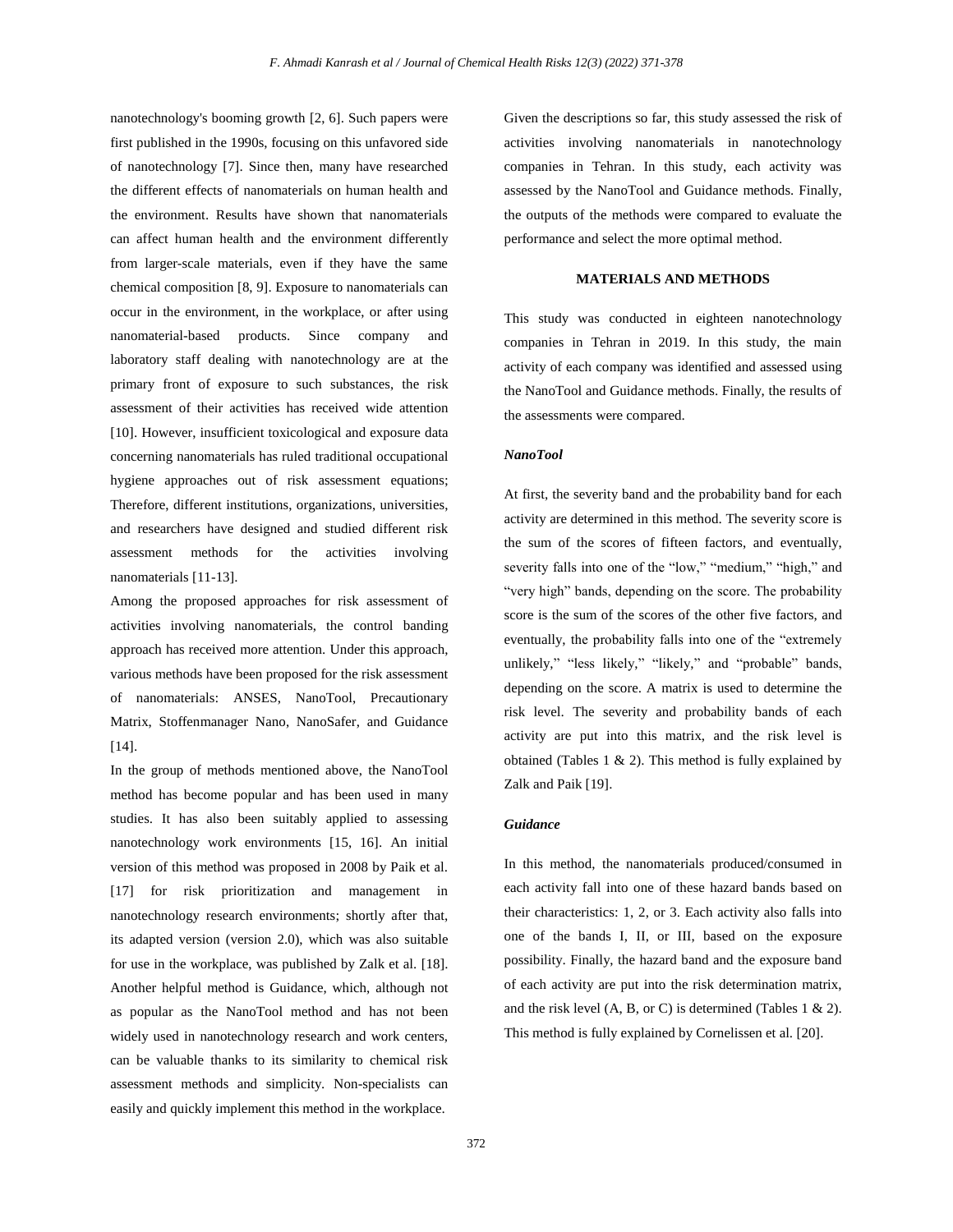nanotechnology's booming growth [2, 6]. Such papers were first published in the 1990s, focusing on this unfavored side of nanotechnology [7]. Since then, many have researched the different effects of nanomaterials on human health and the environment. Results have shown that nanomaterials can affect human health and the environment differently from larger-scale materials, even if they have the same chemical composition [8, 9]. Exposure to nanomaterials can occur in the environment, in the workplace, or after using nanomaterial-based products. Since company and laboratory staff dealing with nanotechnology are at the primary front of exposure to such substances, the risk assessment of their activities has received wide attention [10]. However, insufficient toxicological and exposure data concerning nanomaterials has ruled traditional occupational hygiene approaches out of risk assessment equations; Therefore, different institutions, organizations, universities, and researchers have designed and studied different risk assessment methods for the activities involving nanomaterials [11-13].

Among the proposed approaches for risk assessment of activities involving nanomaterials, the control banding approach has received more attention. Under this approach, various methods have been proposed for the risk assessment of nanomaterials: ANSES, NanoTool, Precautionary Matrix, Stoffenmanager Nano, NanoSafer, and Guidance [14].

In the group of methods mentioned above, the NanoTool method has become popular and has been used in many studies. It has also been suitably applied to assessing nanotechnology work environments [15, 16]. An initial version of this method was proposed in 2008 by Paik et al. [17] for risk prioritization and management in nanotechnology research environments; shortly after that, its adapted version (version 2.0), which was also suitable for use in the workplace, was published by Zalk et al. [18]. Another helpful method is Guidance, which, although not as popular as the NanoTool method and has not been widely used in nanotechnology research and work centers, can be valuable thanks to its similarity to chemical risk assessment methods and simplicity. Non-specialists can easily and quickly implement this method in the workplace.

Given the descriptions so far, this study assessed the risk of activities involving nanomaterials in nanotechnology companies in Tehran. In this study, each activity was assessed by the NanoTool and Guidance methods. Finally, the outputs of the methods were compared to evaluate the performance and select the more optimal method.

## MATERIALS AND METHODS

This study was conducted in eighteen nanotechnology companies in Tehran in 2019. In this study, the main activity of each company was identified and assessed using the NanoTool and Guidance methods. Finally, the results of the assessments were compared.

### *NanoTool*

At first, the severity band and the probability band for each activity are determined in this method. The severity score is the sum of the scores of fifteen factors, and eventually, severity falls into one of the "low," "medium," "high," and "very high" bands, depending on the score. The probability score is the sum of the scores of the other five factors, and eventually, the probability falls into one of the "extremely unlikely," "less likely," "likely," and "probable" bands, depending on the score. A matrix is used to determine the risk level. The severity and probability bands of each activity are put into this matrix, and the risk level is obtained (Tables 1 & 2). This method is fully explained by Zalk and Paik [19].

### *Guidance*

In this method, the nanomaterials produced/consumed in each activity fall into one of these hazard bands based on their characteristics: 1, 2, or 3. Each activity also falls into one of the bands I, II, or III, based on the exposure possibility. Finally, the hazard band and the exposure band of each activity are put into the risk determination matrix, and the risk level (A, B, or C) is determined (Tables 1 & 2). This method is fully explained by Cornelissen et al. [20].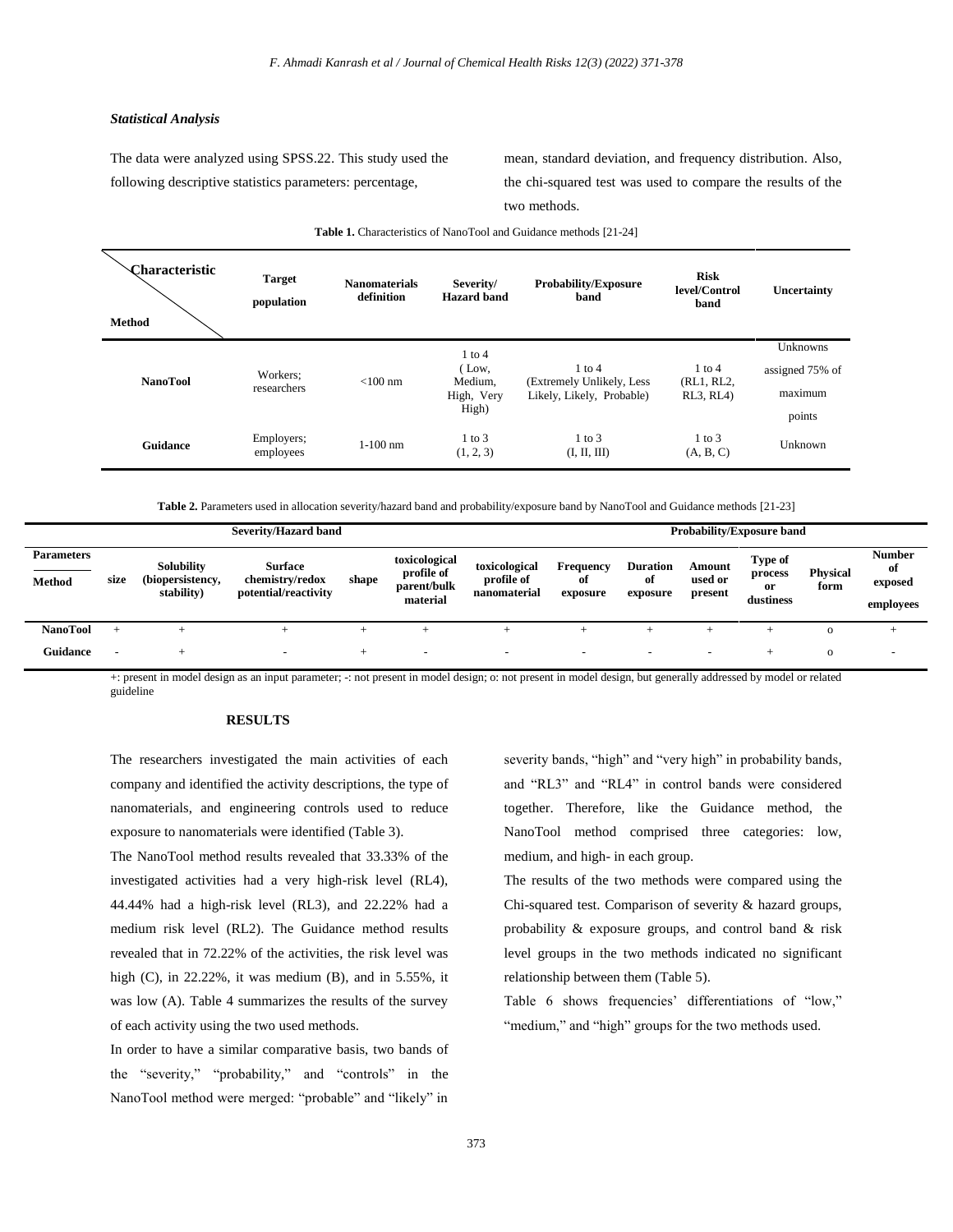### *Statistical Analysis*

The data were analyzed using SPSS.22. This study used the following descriptive statistics parameters: percentage, mean, standard deviation, and frequency distribution. Also, the chi-squared test was used to compare the results of the two methods.

**Table 1.** Characteristics of NanoTool and Guidance methods [21-24]

| Characteristic / Method | Target population | Nanomaterials definition | Severity/ Hazard band | Probability/Exposure band | Risk level/Control band | Uncertainty |
|---|---|---|---|---|---|---|
| **NanoTool** | Workers; researchers | <100 nm | 1 to 4 ( Low, Medium, High, Very High) | 1 to 4 (Extremely Unlikely, Less Likely, Likely, Probable) | 1 to 4 (RL1, RL2, RL3, RL4) | Unknowns assigned 75% of maximum points |
| **Guidance** | Employers; employees | 1-100 nm | 1 to 3 (1, 2, 3) | 1 to 3 (I, II, III) | 1 to 3 (A, B, C) | Unknown |

**Table 2.** Parameters used in allocation severity/hazard band and probability/exposure band by NanoTool and Guidance methods [21-23]

| Parameters / Method | Severity/Hazard band | | | | | | Probability/Exposure band | | | | | |
|---|---|---|---|---|---|---|---|---|---|---|---|---|
| | size | Solubility (biopersistency, stability) | Surface chemistry/redox potential/reactivity | shape | toxicological profile of parent/bulk material | toxicological profile of nanomaterial | Frequency of exposure | Duration of exposure | Amount used or present | Type of process or dustiness | Physical form | Number of exposed employees |
| **NanoTool** | + | + | + | + | + | + | + | + | + | + | o | + |
| **Guidance** | - | + | - | + | - | - | - | - | - | + | o | - |

+: present in model design as an input parameter; -: not present in model design; o: not present in model design, but generally addressed by model or related guideline

## RESULTS

The researchers investigated the main activities of each company and identified the activity descriptions, the type of nanomaterials, and engineering controls used to reduce exposure to nanomaterials were identified (Table 3).

The NanoTool method results revealed that 33.33% of the investigated activities had a very high-risk level (RL4), 44.44% had a high-risk level (RL3), and 22.22% had a medium risk level (RL2). The Guidance method results revealed that in 72.22% of the activities, the risk level was high (C), in 22.22%, it was medium (B), and in 5.55%, it was low (A). Table 4 summarizes the results of the survey of each activity using the two used methods.

In order to have a similar comparative basis, two bands of the "severity," "probability," and "controls" in the NanoTool method were merged: "probable" and "likely" in severity bands, "high" and "very high" in probability bands, and "RL3" and "RL4" in control bands were considered together. Therefore, like the Guidance method, the NanoTool method comprised three categories: low, medium, and high- in each group.

The results of the two methods were compared using the Chi-squared test. Comparison of severity & hazard groups, probability & exposure groups, and control band & risk level groups in the two methods indicated no significant relationship between them (Table 5).

Table 6 shows frequencies' differentiations of "low," "medium," and "high" groups for the two methods used.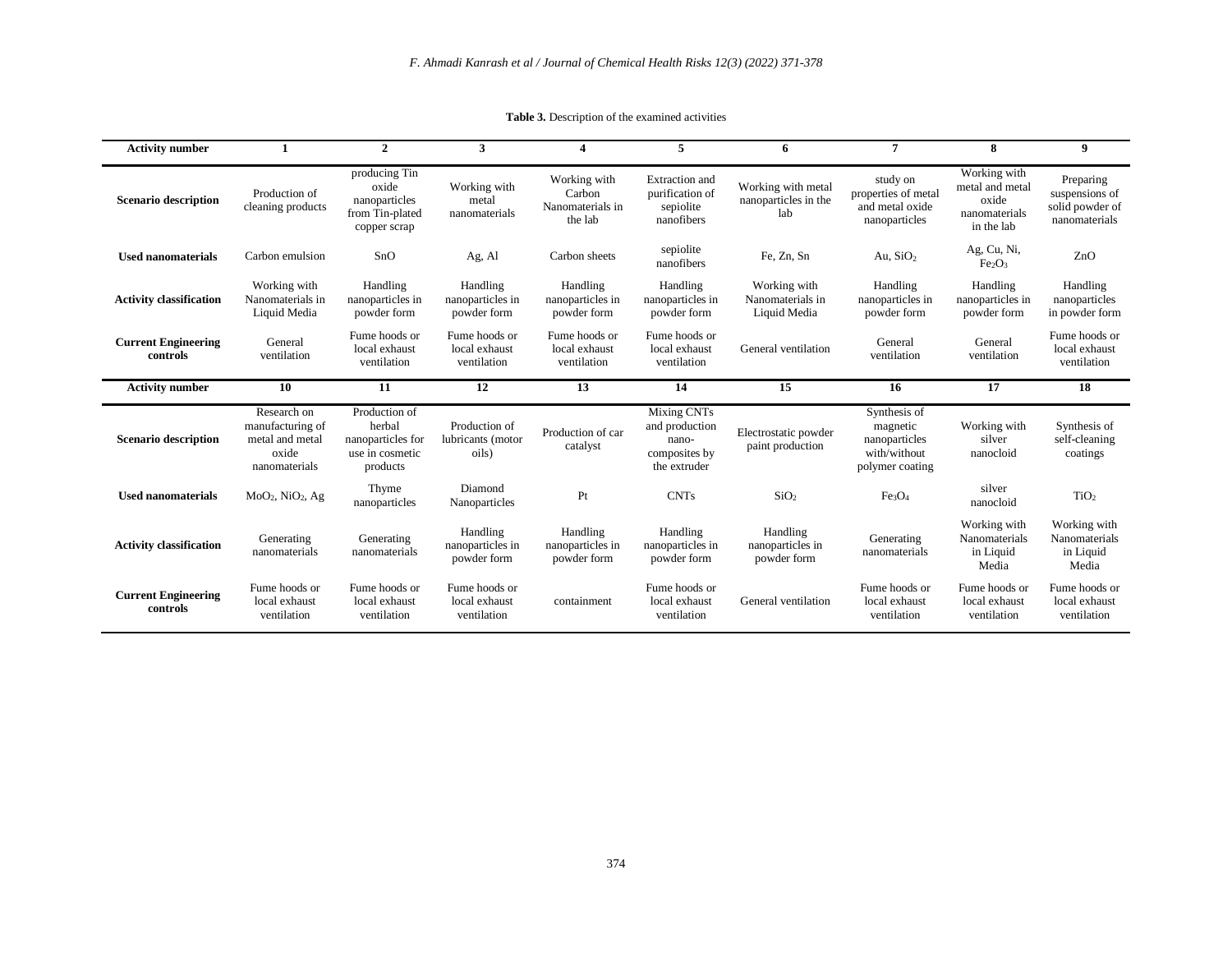**Table 3.** Description of the examined activities

| Activity number | 1 | 2 | 3 | 4 | 5 | 6 | 7 | 8 | 9 |
|---|---|---|---|---|---|---|---|---|---|
| **Scenario description** | Production of cleaning products | producing Tin oxide nanoparticles from Tin-plated copper scrap | Working with metal nanomaterials | Working with Carbon Nanomaterials in the lab | Extraction and purification of sepiolite nanofibers | Working with metal nanoparticles in the lab | study on properties of metal and metal oxide nanoparticles | Working with metal and metal oxide nanomaterials in the lab | Preparing suspensions of solid powder of nanomaterials |
| **Used nanomaterials** | Carbon emulsion | SnO | Ag, Al | Carbon sheets | sepiolite nanofibers | Fe, Zn, Sn | Au, $SiO_2$ | Ag, Cu, Ni, $Fe_2O_3$ | ZnO |
| **Activity classification** | Working with Nanomaterials in Liquid Media | Handling nanoparticles in powder form | Handling nanoparticles in powder form | Handling nanoparticles in powder form | Handling nanoparticles in powder form | Working with Nanomaterials in Liquid Media | Handling nanoparticles in powder form | Handling nanoparticles in powder form | Handling nanoparticles in powder form |
| **Current Engineering controls** | General ventilation | Fume hoods or local exhaust ventilation | Fume hoods or local exhaust ventilation | Fume hoods or local exhaust ventilation | Fume hoods or local exhaust ventilation | General ventilation | General ventilation | General ventilation | Fume hoods or local exhaust ventilation |
| **Activity number** | **10** | **11** | **12** | **13** | **14** | **15** | **16** | **17** | **18** |
| **Scenario description** | Research on manufacturing of metal and metal oxide nanomaterials | Production of herbal nanoparticles for use in cosmetic products | Production of lubricants (motor oils) | Production of car catalyst | Mixing CNTs and production nano-composites by the extruder | Electrostatic powder paint production | Synthesis of magnetic nanoparticles with/without polymer coating | Working with silver nanocloid | Synthesis of self-cleaning coatings |
| **Used nanomaterials** | $MoO_2$, $NiO_2$, Ag | Thyme nanoparticles | Diamond Nanoparticles | Pt | CNTs | $SiO_2$ | $Fe_3O_4$ | silver nanocloid | $TiO_2$ |
| **Activity classification** | Generating nanomaterials | Generating nanomaterials | Handling nanoparticles in powder form | Handling nanoparticles in powder form | Handling nanoparticles in powder form | Handling nanoparticles in powder form | Generating nanomaterials | Working with Nanomaterials in Liquid Media | Working with Nanomaterials in Liquid Media |
| **Current Engineering controls** | Fume hoods or local exhaust ventilation | Fume hoods or local exhaust ventilation | Fume hoods or local exhaust ventilation | containment | Fume hoods or local exhaust ventilation | General ventilation | Fume hoods or local exhaust ventilation | Fume hoods or local exhaust ventilation | Fume hoods or local exhaust ventilation |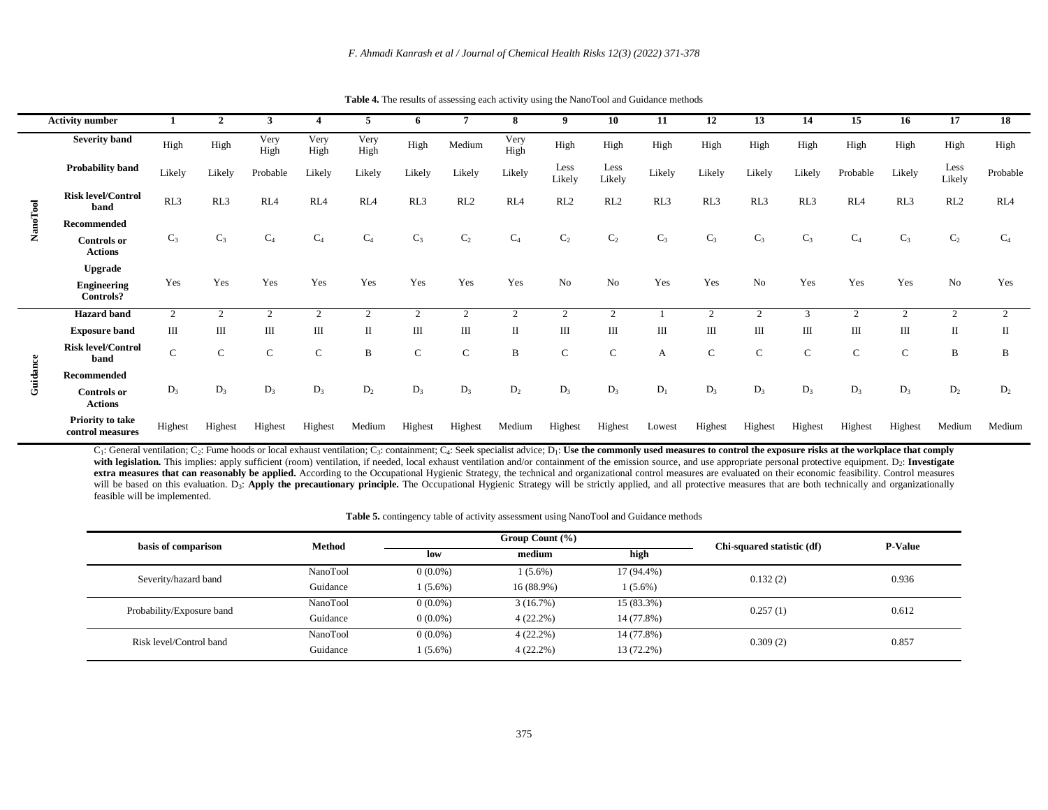**Table 4.** The results of assessing each activity using the NanoTool and Guidance methods

| | Activity number | 1 | 2 | 3 | 4 | 5 | 6 | 7 | 8 | 9 | 10 | 11 | 12 | 13 | 14 | 15 | 16 | 17 | 18 |
|---|---|---|---|---|---|---|---|---|---|---|---|---|---|---|---|---|---|---|---|
| NanoTool | Severity band | High | High | Very High | Very High | Very High | High | Medium | Very High | High | High | High | High | High | High | High | High | High | High |
| | Probability band | Likely | Likely | Probable | Likely | Likely | Likely | Likely | Likely | Less Likely | Less Likely | Likely | Likely | Likely | Likely | Probable | Likely | Less Likely | Probable |
| | Risk level/Control band | RL3 | RL3 | RL4 | RL4 | RL4 | RL3 | RL2 | RL4 | RL2 | RL2 | RL3 | RL3 | RL3 | RL3 | RL4 | RL3 | RL2 | RL4 |
| | Recommended Controls or Actions | $C_3$ | $C_3$ | $C_4$ | $C_4$ | $C_4$ | $C_3$ | $C_2$ | $C_4$ | $C_2$ | $C_2$ | $C_3$ | $C_3$ | $C_3$ | $C_3$ | $C_4$ | $C_3$ | $C_2$ | $C_4$ |
| | Upgrade Engineering Controls? | Yes | Yes | Yes | Yes | Yes | Yes | Yes | Yes | No | No | Yes | Yes | No | Yes | Yes | Yes | No | Yes |
| Guidance | Hazard band | 2 | 2 | 2 | 2 | 2 | 2 | 2 | 2 | 2 | 2 | 1 | 2 | 2 | 3 | 2 | 2 | 2 | 2 |
| | Exposure band | III | III | III | III | II | III | III | II | III | III | III | III | III | III | III | III | II | II |
| | Risk level/Control band | C | C | C | C | B | C | C | B | C | C | A | C | C | C | C | C | B | B |
| | Recommended Controls or Actions | $D_3$ | $D_3$ | $D_3$ | $D_3$ | $D_2$ | $D_3$ | $D_3$ | $D_2$ | $D_3$ | $D_3$ | $D_1$ | $D_3$ | $D_3$ | $D_3$ | $D_3$ | $D_3$ | $D_2$ | $D_2$ |
| | Priority to take control measures | Highest | Highest | Highest | Highest | Medium | Highest | Highest | Medium | Highest | Highest | Lowest | Highest | Highest | Highest | Highest | Highest | Medium | Medium |

$C_1$: General ventilation; $C_2$: Fume hoods or local exhaust ventilation; $C_3$: containment; $C_4$: Seek specialist advice; $D_1$: **Use the commonly used measures to control the exposure risks at the workplace that comply with legislation.** This implies: apply sufficient (room) ventilation, if needed, local exhaust ventilation and/or containment of the emission source, and use appropriate personal protective equipment. $D_2$: **Investigate extra measures that can reasonably be applied.** According to the Occupational Hygienic Strategy, the technical and organizational control measures are evaluated on their economic feasibility. Control measures will be based on this evaluation. $D_3$: **Apply the precautionary principle.** The Occupational Hygienic Strategy will be strictly applied, and all protective measures that are both technically and organizationally feasible will be implemented.

**Table 5.** contingency table of activity assessment using NanoTool and Guidance methods

| basis of comparison | Method | Group Count (%) | | | Chi-squared statistic (df) | P-Value |
|---|---|---|---|---|---|---|
| | | low | medium | high | | |
| Severity/hazard band | NanoTool | 0 (0.0%) | 1 (5.6%) | 17 (94.4%) | 0.132 (2) | 0.936 |
| | Guidance | 1 (5.6%) | 16 (88.9%) | 1 (5.6%) | | |
| Probability/Exposure band | NanoTool | 0 (0.0%) | 3 (16.7%) | 15 (83.3%) | 0.257 (1) | 0.612 |
| | Guidance | 0 (0.0%) | 4 (22.2%) | 14 (77.8%) | | |
| Risk level/Control band | NanoTool | 0 (0.0%) | 4 (22.2%) | 14 (77.8%) | 0.309 (2) | 0.857 |
| | Guidance | 1 (5.6%) | 4 (22.2%) | 13 (72.2%) | | |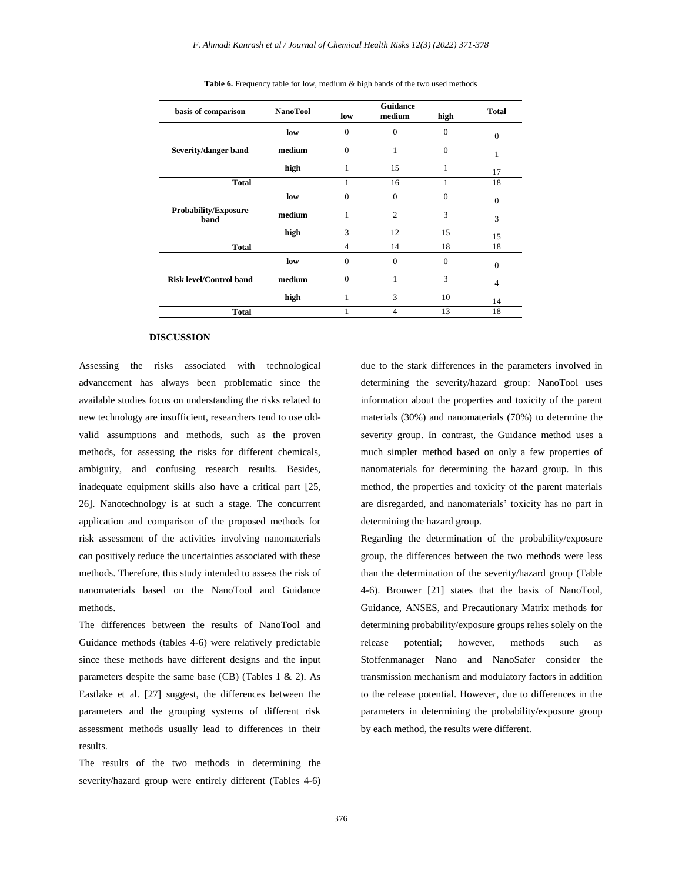**Table 6.** Frequency table for low, medium & high bands of the two used methods

| basis of comparison | NanoTool | Guidance low | Guidance medium | Guidance high | Total |
|---|---|---|---|---|---|
| Severity/danger band | low | 0 | 0 | 0 | 0 |
| | medium | 0 | 1 | 0 | 1 |
| | high | 1 | 15 | 1 | 17 |
| **Total** | | 1 | 16 | 1 | 18 |
| Probability/Exposure band | low | 0 | 0 | 0 | 0 |
| | medium | 1 | 2 | 3 | 3 |
| | high | 3 | 12 | 15 | 15 |
| **Total** | | 4 | 14 | 18 | 18 |
| Risk level/Control band | low | 0 | 0 | 0 | 0 |
| | medium | 0 | 1 | 3 | 4 |
| | high | 1 | 3 | 10 | 14 |
| **Total** | | 1 | 4 | 13 | 18 |

## DISCUSSION

Assessing the risks associated with technological advancement has always been problematic since the available studies focus on understanding the risks related to new technology are insufficient, researchers tend to use old-valid assumptions and methods, such as the proven methods, for assessing the risks for different chemicals, ambiguity, and confusing research results. Besides, inadequate equipment skills also have a critical part [25, 26]. Nanotechnology is at such a stage. The concurrent application and comparison of the proposed methods for risk assessment of the activities involving nanomaterials can positively reduce the uncertainties associated with these methods. Therefore, this study intended to assess the risk of nanomaterials based on the NanoTool and Guidance methods.

The differences between the results of NanoTool and Guidance methods (tables 4-6) were relatively predictable since these methods have different designs and the input parameters despite the same base (CB) (Tables 1 & 2). As Eastlake et al. [27] suggest, the differences between the parameters and the grouping systems of different risk assessment methods usually lead to differences in their results.

The results of the two methods in determining the severity/hazard group were entirely different (Tables 4-6) due to the stark differences in the parameters involved in determining the severity/hazard group: NanoTool uses information about the properties and toxicity of the parent materials (30%) and nanomaterials (70%) to determine the severity group. In contrast, the Guidance method uses a much simpler method based on only a few properties of nanomaterials for determining the hazard group. In this method, the properties and toxicity of the parent materials are disregarded, and nanomaterials' toxicity has no part in determining the hazard group.

Regarding the determination of the probability/exposure group, the differences between the two methods were less than the determination of the severity/hazard group (Table 4-6). Brouwer [21] states that the basis of NanoTool, Guidance, ANSES, and Precautionary Matrix methods for determining probability/exposure groups relies solely on the release potential; however, methods such as Stoffenmanager Nano and NanoSafer consider the transmission mechanism and modulatory factors in addition to the release potential. However, due to differences in the parameters in determining the probability/exposure group by each method, the results were different.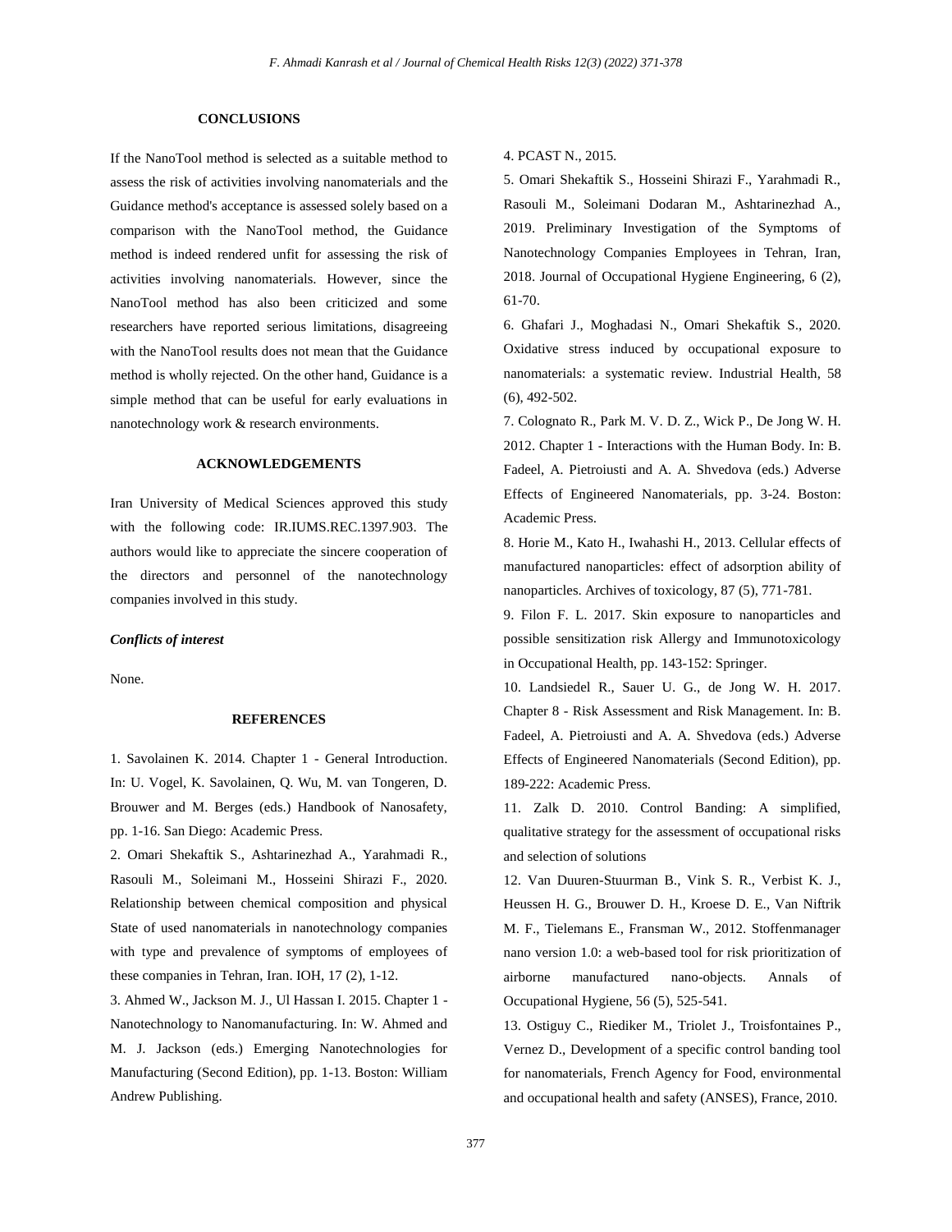## CONCLUSIONS

If the NanoTool method is selected as a suitable method to assess the risk of activities involving nanomaterials and the Guidance method's acceptance is assessed solely based on a comparison with the NanoTool method, the Guidance method is indeed rendered unfit for assessing the risk of activities involving nanomaterials. However, since the NanoTool method has also been criticized and some researchers have reported serious limitations, disagreeing with the NanoTool results does not mean that the Guidance method is wholly rejected. On the other hand, Guidance is a simple method that can be useful for early evaluations in nanotechnology work & research environments.

## ACKNOWLEDGEMENTS

Iran University of Medical Sciences approved this study with the following code: IR.IUMS.REC.1397.903. The authors would like to appreciate the sincere cooperation of the directors and personnel of the nanotechnology companies involved in this study.

### *Conflicts of interest*

None.

## REFERENCES

1. Savolainen K. 2014. Chapter 1 - General Introduction. In: U. Vogel, K. Savolainen, Q. Wu, M. van Tongeren, D. Brouwer and M. Berges (eds.) Handbook of Nanosafety, pp. 1-16. San Diego: Academic Press.

2. Omari Shekaftik S., Ashtarinezhad A., Yarahmadi R., Rasouli M., Soleimani M., Hosseini Shirazi F., 2020. Relationship between chemical composition and physical State of used nanomaterials in nanotechnology companies with type and prevalence of symptoms of employees of these companies in Tehran, Iran. IOH, 17 (2), 1-12.

3. Ahmed W., Jackson M. J., Ul Hassan I. 2015. Chapter 1 - Nanotechnology to Nanomanufacturing. In: W. Ahmed and M. J. Jackson (eds.) Emerging Nanotechnologies for Manufacturing (Second Edition), pp. 1-13. Boston: William Andrew Publishing.

4. PCAST N., 2015.

5. Omari Shekaftik S., Hosseini Shirazi F., Yarahmadi R., Rasouli M., Soleimani Dodaran M., Ashtarinezhad A., 2019. Preliminary Investigation of the Symptoms of Nanotechnology Companies Employees in Tehran, Iran, 2018. Journal of Occupational Hygiene Engineering, 6 (2), 61-70.

6. Ghafari J., Moghadasi N., Omari Shekaftik S., 2020. Oxidative stress induced by occupational exposure to nanomaterials: a systematic review. Industrial Health, 58 (6), 492-502.

7. Colognato R., Park M. V. D. Z., Wick P., De Jong W. H. 2012. Chapter 1 - Interactions with the Human Body. In: B. Fadeel, A. Pietroiusti and A. A. Shvedova (eds.) Adverse Effects of Engineered Nanomaterials, pp. 3-24. Boston: Academic Press.

8. Horie M., Kato H., Iwahashi H., 2013. Cellular effects of manufactured nanoparticles: effect of adsorption ability of nanoparticles. Archives of toxicology, 87 (5), 771-781.

9. Filon F. L. 2017. Skin exposure to nanoparticles and possible sensitization risk Allergy and Immunotoxicology in Occupational Health, pp. 143-152: Springer.

10. Landsiedel R., Sauer U. G., de Jong W. H. 2017. Chapter 8 - Risk Assessment and Risk Management. In: B. Fadeel, A. Pietroiusti and A. A. Shvedova (eds.) Adverse Effects of Engineered Nanomaterials (Second Edition), pp. 189-222: Academic Press.

11. Zalk D. 2010. Control Banding: A simplified, qualitative strategy for the assessment of occupational risks and selection of solutions

12. Van Duuren-Stuurman B., Vink S. R., Verbist K. J., Heussen H. G., Brouwer D. H., Kroese D. E., Van Niftrik M. F., Tielemans E., Fransman W., 2012. Stoffenmanager nano version 1.0: a web-based tool for risk prioritization of airborne manufactured nano-objects. Annals of Occupational Hygiene, 56 (5), 525-541.

13. Ostiguy C., Riediker M., Triolet J., Troisfontaines P., Vernez D., Development of a specific control banding tool for nanomaterials, French Agency for Food, environmental and occupational health and safety (ANSES), France, 2010.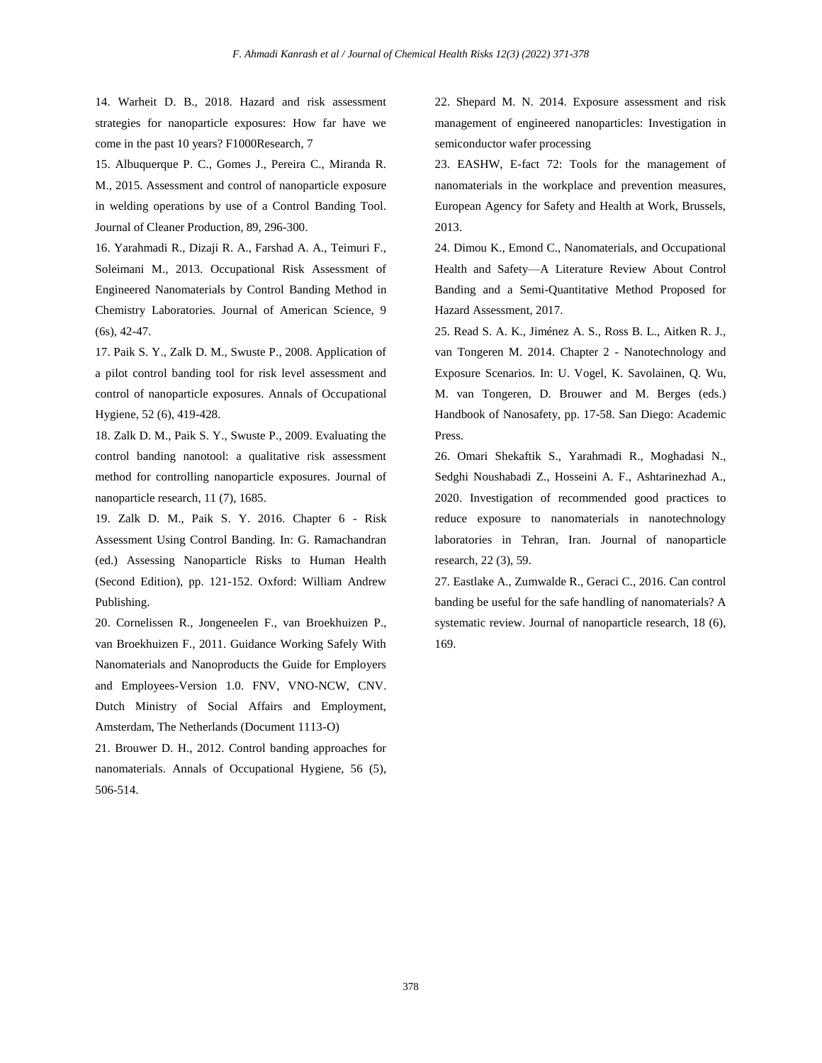14. Warheit D. B., 2018. Hazard and risk assessment strategies for nanoparticle exposures: How far have we come in the past 10 years? F1000Research, 7

15. Albuquerque P. C., Gomes J., Pereira C., Miranda R. M., 2015. Assessment and control of nanoparticle exposure in welding operations by use of a Control Banding Tool. Journal of Cleaner Production, 89, 296-300.

16. Yarahmadi R., Dizaji R. A., Farshad A. A., Teimuri F., Soleimani M., 2013. Occupational Risk Assessment of Engineered Nanomaterials by Control Banding Method in Chemistry Laboratories. Journal of American Science, 9 (6s), 42-47.

17. Paik S. Y., Zalk D. M., Swuste P., 2008. Application of a pilot control banding tool for risk level assessment and control of nanoparticle exposures. Annals of Occupational Hygiene, 52 (6), 419-428.

18. Zalk D. M., Paik S. Y., Swuste P., 2009. Evaluating the control banding nanotool: a qualitative risk assessment method for controlling nanoparticle exposures. Journal of nanoparticle research, 11 (7), 1685.

19. Zalk D. M., Paik S. Y. 2016. Chapter 6 - Risk Assessment Using Control Banding. In: G. Ramachandran (ed.) Assessing Nanoparticle Risks to Human Health (Second Edition), pp. 121-152. Oxford: William Andrew Publishing.

20. Cornelissen R., Jongeneelen F., van Broekhuizen P., van Broekhuizen F., 2011. Guidance Working Safely With Nanomaterials and Nanoproducts the Guide for Employers and Employees-Version 1.0. FNV, VNO-NCW, CNV. Dutch Ministry of Social Affairs and Employment, Amsterdam, The Netherlands (Document 1113-O)

21. Brouwer D. H., 2012. Control banding approaches for nanomaterials. Annals of Occupational Hygiene, 56 (5), 506-514.

22. Shepard M. N. 2014. Exposure assessment and risk management of engineered nanoparticles: Investigation in semiconductor wafer processing

23. EASHW, E-fact 72: Tools for the management of nanomaterials in the workplace and prevention measures, European Agency for Safety and Health at Work, Brussels, 2013.

24. Dimou K., Emond C., Nanomaterials, and Occupational Health and Safety—A Literature Review About Control Banding and a Semi-Quantitative Method Proposed for Hazard Assessment, 2017.

25. Read S. A. K., Jiménez A. S., Ross B. L., Aitken R. J., van Tongeren M. 2014. Chapter 2 - Nanotechnology and Exposure Scenarios. In: U. Vogel, K. Savolainen, Q. Wu, M. van Tongeren, D. Brouwer and M. Berges (eds.) Handbook of Nanosafety, pp. 17-58. San Diego: Academic Press.

26. Omari Shekaftik S., Yarahmadi R., Moghadasi N., Sedghi Noushabadi Z., Hosseini A. F., Ashtarinezhad A., 2020. Investigation of recommended good practices to reduce exposure to nanomaterials in nanotechnology laboratories in Tehran, Iran. Journal of nanoparticle research, 22 (3), 59.

27. Eastlake A., Zumwalde R., Geraci C., 2016. Can control banding be useful for the safe handling of nanomaterials? A systematic review. Journal of nanoparticle research, 18 (6), 169.